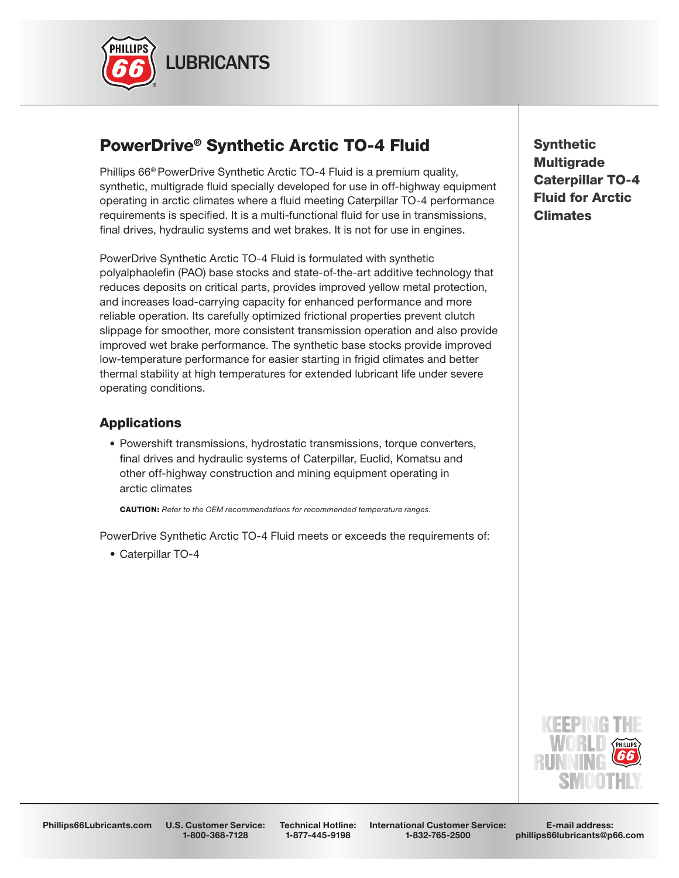# PowerDrive® Synthetic Arctic TO-4 Fluid

**Synthetic Multigrade Caterpillar TO-4 Fluid for Arctic Climates**

Phillips 66® PowerDrive Synthetic Arctic TO-4 Fluid is a premium quality, synthetic, multigrade fluid specially developed for use in off-highway equipment operating in arctic climates where a fluid meeting Caterpillar TO-4 performance requirements is specified. It is a multi-functional fluid for use in transmissions, final drives, hydraulic systems and wet brakes. It is not for use in engines.

PowerDrive Synthetic Arctic TO-4 Fluid is formulated with synthetic polyalphaolefin (PAO) base stocks and state-of-the-art additive technology that reduces deposits on critical parts, provides improved yellow metal protection, and increases load-carrying capacity for enhanced performance and more reliable operation. Its carefully optimized frictional properties prevent clutch slippage for smoother, more consistent transmission operation and also provide improved wet brake performance. The synthetic base stocks provide improved low-temperature performance for easier starting in frigid climates and better thermal stability at high temperatures for extended lubricant life under severe operating conditions.

## Applications

- Powershift transmissions, hydrostatic transmissions, torque converters, final drives and hydraulic systems of Caterpillar, Euclid, Komatsu and other off-highway construction and mining equipment operating in arctic climates

  **CAUTION:** *Refer to the OEM recommendations for recommended temperature ranges.*

PowerDrive Synthetic Arctic TO-4 Fluid meets or exceeds the requirements of:

- Caterpillar TO-4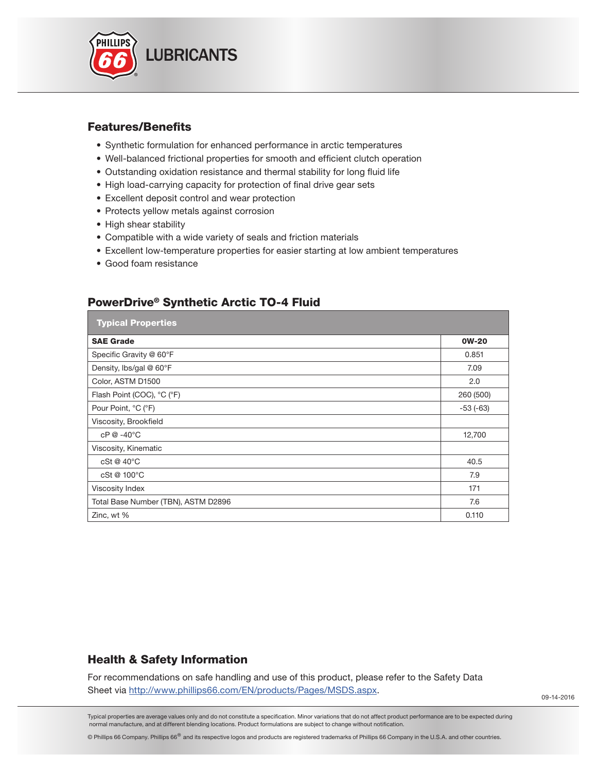## Features/Benefits

- Synthetic formulation for enhanced performance in arctic temperatures
- Well-balanced frictional properties for smooth and efficient clutch operation
- Outstanding oxidation resistance and thermal stability for long fluid life
- High load-carrying capacity for protection of final drive gear sets
- Excellent deposit control and wear protection
- Protects yellow metals against corrosion
- High shear stability
- Compatible with a wide variety of seals and friction materials
- Excellent low-temperature properties for easier starting at low ambient temperatures
- Good foam resistance

## PowerDrive® Synthetic Arctic TO-4 Fluid

| Typical Properties | |
|---|---|
| **SAE Grade** | **0W-20** |
| Specific Gravity @ 60°F | 0.851 |
| Density, lbs/gal @ 60°F | 7.09 |
| Color, ASTM D1500 | 2.0 |
| Flash Point (COC), °C (°F) | 260 (500) |
| Pour Point, °C (°F) | -53 (-63) |
| Viscosity, Brookfield | |
| cP @ -40°C | 12,700 |
| Viscosity, Kinematic | |
| cSt @ 40°C | 40.5 |
| cSt @ 100°C | 7.9 |
| Viscosity Index | 171 |
| Total Base Number (TBN), ASTM D2896 | 7.6 |
| Zinc, wt % | 0.110 |

## Health & Safety Information

For recommendations on safe handling and use of this product, please refer to the Safety Data Sheet via http://www.phillips66.com/EN/products/Pages/MSDS.aspx.

09-14-2016

Typical properties are average values only and do not constitute a specification. Minor variations that do not affect product performance are to be expected during normal manufacture, and at different blending locations. Product formulations are subject to change without notification.

© Phillips 66 Company. Phillips 66® and its respective logos and products are registered trademarks of Phillips 66 Company in the U.S.A. and other countries.